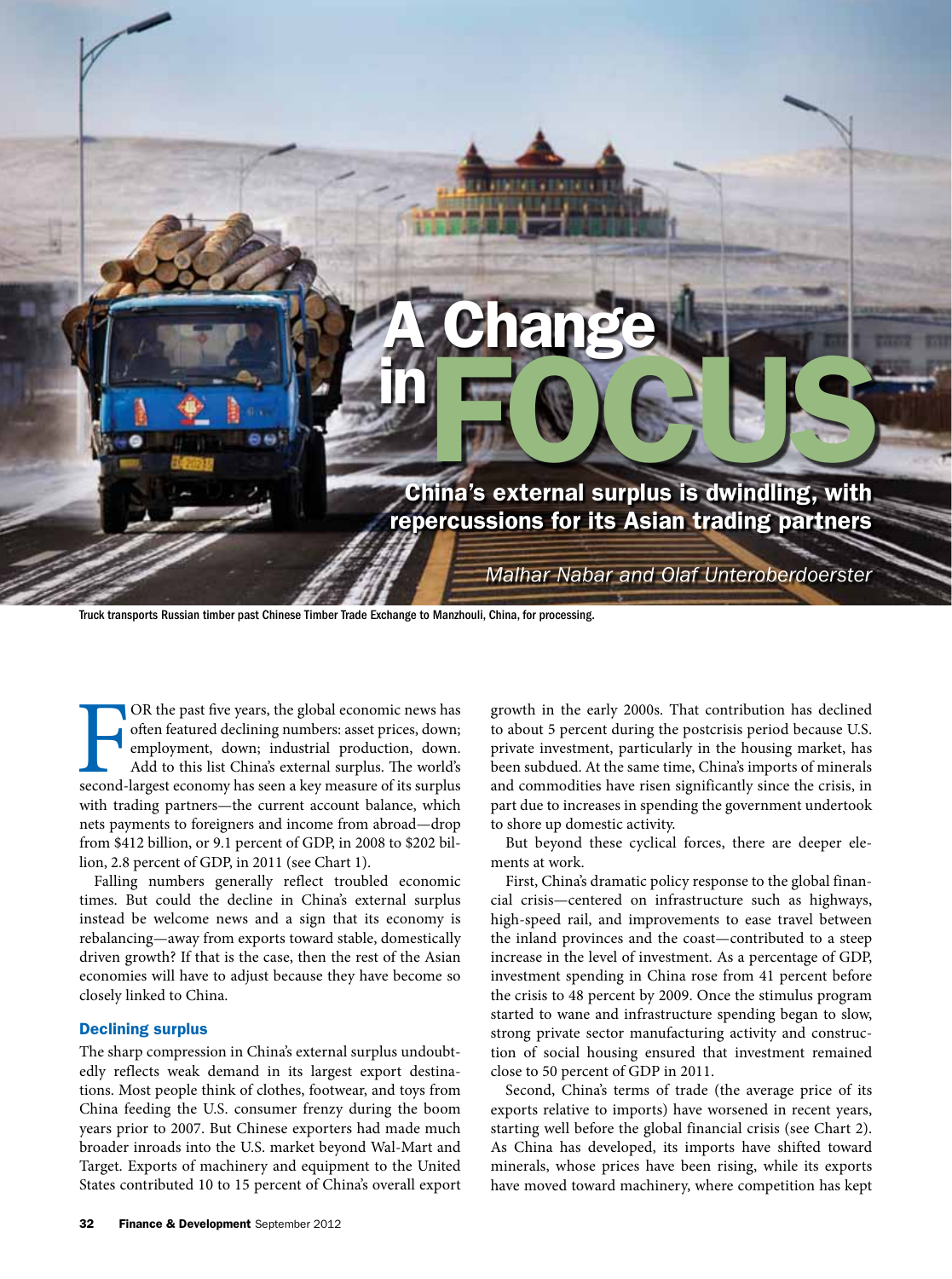# A Change in FOCUS

**China's external surplus is dwindling, with repercussions for its Asian trading partners**

*Malhar Nabar and Olaf Unteroberdoerster*

Truck transports Russian timber past Chinese Timber Trade Exchange to Manzhouli, China, for processing.

FOR the past five years, the global economic news has often featured declining numbers: asset prices, down; employment, down; industrial production, down. Add to this list China's external surplus. The world's second-largest economy has seen a key measure of its surplus with trading partners—the current account balance, which nets payments to foreigners and income from abroad—drop from $412 billion, or 9.1 percent of GDP, in 2008 to $202 billion, 2.8 percent of GDP, in 2011 (see Chart 1).

Falling numbers generally reflect troubled economic times. But could the decline in China's external surplus instead be welcome news and a sign that its economy is rebalancing—away from exports toward stable, domestically driven growth? If that is the case, then the rest of the Asian economies will have to adjust because they have become so closely linked to China.

### Declining surplus

The sharp compression in China's external surplus undoubtedly reflects weak demand in its largest export destinations. Most people think of clothes, footwear, and toys from China feeding the U.S. consumer frenzy during the boom years prior to 2007. But Chinese exporters had made much broader inroads into the U.S. market beyond Wal-Mart and Target. Exports of machinery and equipment to the United States contributed 10 to 15 percent of China's overall export growth in the early 2000s. That contribution has declined to about 5 percent during the postcrisis period because U.S. private investment, particularly in the housing market, has been subdued. At the same time, China's imports of minerals and commodities have risen significantly since the crisis, in part due to increases in spending the government undertook to shore up domestic activity.

But beyond these cyclical forces, there are deeper elements at work.

First, China's dramatic policy response to the global financial crisis—centered on infrastructure such as highways, high-speed rail, and improvements to ease travel between the inland provinces and the coast—contributed to a steep increase in the level of investment. As a percentage of GDP, investment spending in China rose from 41 percent before the crisis to 48 percent by 2009. Once the stimulus program started to wane and infrastructure spending began to slow, strong private sector manufacturing activity and construction of social housing ensured that investment remained close to 50 percent of GDP in 2011.

Second, China's terms of trade (the average price of its exports relative to imports) have worsened in recent years, starting well before the global financial crisis (see Chart 2). As China has developed, its imports have shifted toward minerals, whose prices have been rising, while its exports have moved toward machinery, where competition has kept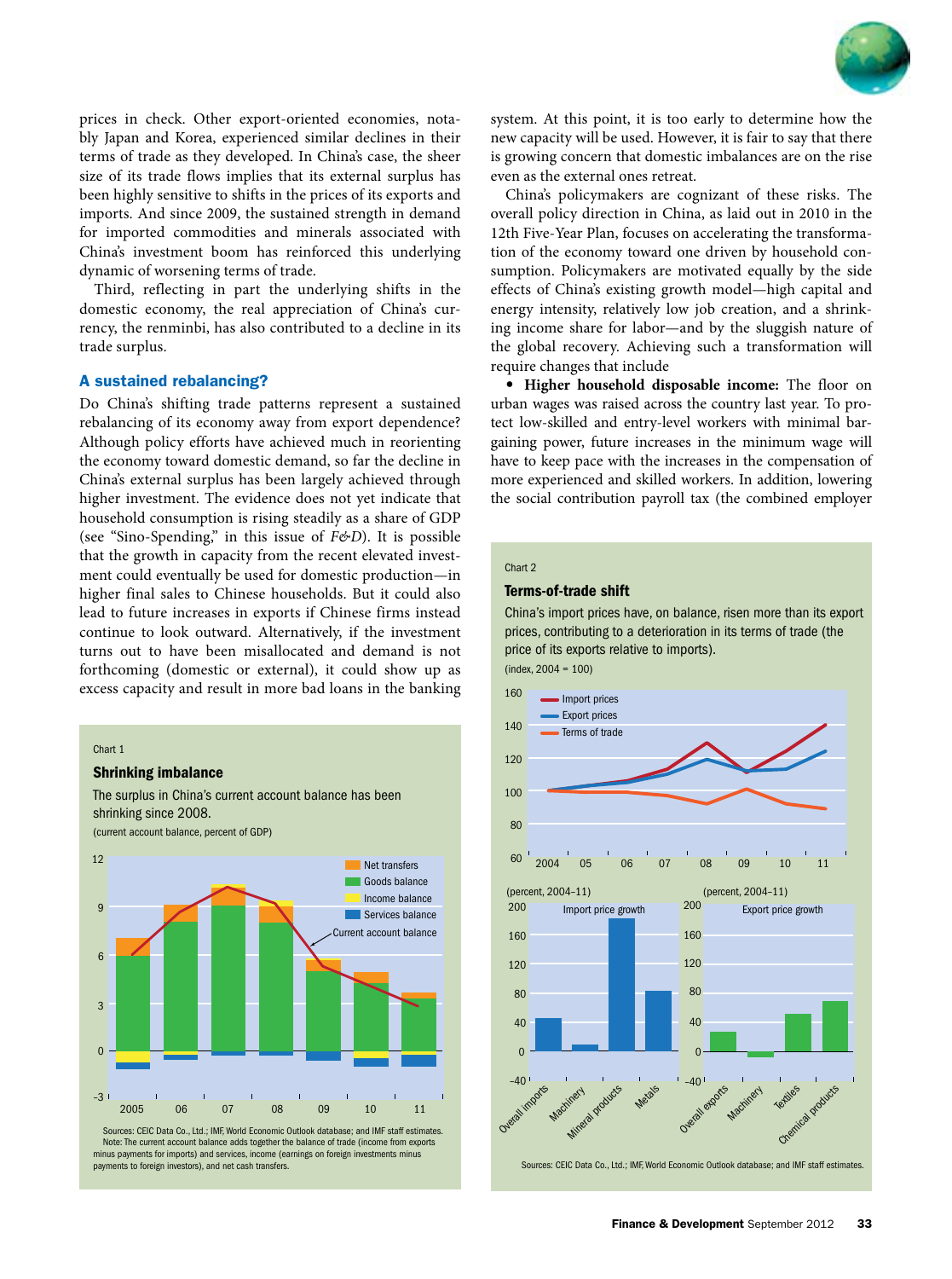prices in check. Other export-oriented economies, notably Japan and Korea, experienced similar declines in their terms of trade as they developed. In China's case, the sheer size of its trade flows implies that its external surplus has been highly sensitive to shifts in the prices of its exports and imports. And since 2009, the sustained strength in demand for imported commodities and minerals associated with China's investment boom has reinforced this underlying dynamic of worsening terms of trade.

Third, reflecting in part the underlying shifts in the domestic economy, the real appreciation of China's currency, the renminbi, has also contributed to a decline in its trade surplus.

### A sustained rebalancing?

Do China's shifting trade patterns represent a sustained rebalancing of its economy away from export dependence? Although policy efforts have achieved much in reorienting the economy toward domestic demand, so far the decline in China's external surplus has been largely achieved through higher investment. The evidence does not yet indicate that household consumption is rising steadily as a share of GDP (see "Sino-Spending," in this issue of *F&D*). It is possible that the growth in capacity from the recent elevated investment could eventually be used for domestic production—in higher final sales to Chinese households. But it could also lead to future increases in exports if Chinese firms instead continue to look outward. Alternatively, if the investment turns out to have been misallocated and demand is not forthcoming (domestic or external), it could show up as excess capacity and result in more bad loans in the banking system. At this point, it is too early to determine how the new capacity will be used. However, it is fair to say that there is growing concern that domestic imbalances are on the rise even as the external ones retreat.

China's policymakers are cognizant of these risks. The overall policy direction in China, as laid out in 2010 in the 12th Five-Year Plan, focuses on accelerating the transformation of the economy toward one driven by household consumption. Policymakers are motivated equally by the side effects of China's existing growth model—high capital and energy intensity, relatively low job creation, and a shrinking income share for labor—and by the sluggish nature of the global recovery. Achieving such a transformation will require changes that include

- **Higher household disposable income:** The floor on urban wages was raised across the country last year. To protect low-skilled and entry-level workers with minimal bargaining power, future increases in the minimum wage will have to keep pace with the increases in the compensation of more experienced and skilled workers. In addition, lowering the social contribution payroll tax (the combined employer

Chart 1

**Shrinking imbalance**

The surplus in China's current account balance has been shrinking since 2008.

(current account balance, percent of GDP)

Sources: CEIC Data Co., Ltd.; IMF, World Economic Outlook database; and IMF staff estimates.
Note: The current account balance adds together the balance of trade (income from exports minus payments for imports) and services, income (earnings on foreign investments minus payments to foreign investors), and net cash transfers.

Chart 2

**Terms-of-trade shift**

China's import prices have, on balance, risen more than its export prices, contributing to a deterioration in its terms of trade (the price of its exports relative to imports).

(index, 2004 = 100)

Sources: CEIC Data Co., Ltd.; IMF, World Economic Outlook database; and IMF staff estimates.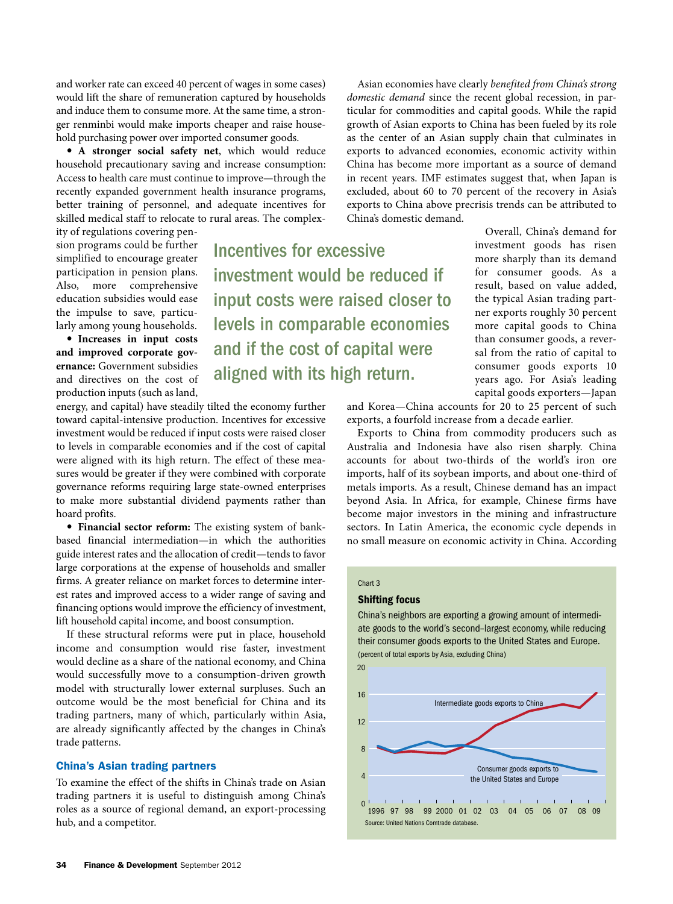and worker rate can exceed 40 percent of wages in some cases) would lift the share of remuneration captured by households and induce them to consume more. At the same time, a stronger renminbi would make imports cheaper and raise household purchasing power over imported consumer goods.

- **A stronger social safety net**, which would reduce household precautionary saving and increase consumption: Access to health care must continue to improve—through the recently expanded government health insurance programs, better training of personnel, and adequate incentives for skilled medical staff to relocate to rural areas. The complexity of regulations covering pension programs could be further simplified to encourage greater participation in pension plans. Also, more comprehensive education subsidies would ease the impulse to save, particularly among young households.

- **Increases in input costs and improved corporate governance:** Government subsidies and directives on the cost of production inputs (such as land, energy, and capital) have steadily tilted the economy further toward capital-intensive production. Incentives for excessive investment would be reduced if input costs were raised closer to levels in comparable economies and if the cost of capital were aligned with its high return. The effect of these measures would be greater if they were combined with corporate governance reforms requiring large state-owned enterprises to make more substantial dividend payments rather than hoard profits.

- **Financial sector reform:** The existing system of bank-based financial intermediation—in which the authorities guide interest rates and the allocation of credit—tends to favor large corporations at the expense of households and smaller firms. A greater reliance on market forces to determine interest rates and improved access to a wider range of saving and financing options would improve the efficiency of investment, lift household capital income, and boost consumption.

If these structural reforms were put in place, household income and consumption would rise faster, investment would decline as a share of the national economy, and China would successfully move to a consumption-driven growth model with structurally lower external surpluses. Such an outcome would be the most beneficial for China and its trading partners, many of which, particularly within Asia, are already significantly affected by the changes in China's trade patterns.

> Incentives for excessive investment would be reduced if input costs were raised closer to levels in comparable economies and if the cost of capital were aligned with its high return.

## China's Asian trading partners

To examine the effect of the shifts in China's trade on Asian trading partners it is useful to distinguish among China's roles as a source of regional demand, an export-processing hub, and a competitor.

Asian economies have clearly *benefited from China's strong domestic demand* since the recent global recession, in particular for commodities and capital goods. While the rapid growth of Asian exports to China has been fueled by its role as the center of an Asian supply chain that culminates in exports to advanced economies, economic activity within China has become more important as a source of demand in recent years. IMF estimates suggest that, when Japan is excluded, about 60 to 70 percent of the recovery in Asia's exports to China above precrisis trends can be attributed to China's domestic demand.

Overall, China's demand for investment goods has risen more sharply than its demand for consumer goods. As a result, based on value added, the typical Asian trading partner exports roughly 30 percent more capital goods to China than consumer goods, a reversal from the ratio of capital to consumer goods exports 10 years ago. For Asia's leading capital goods exporters—Japan and Korea—China accounts for 20 to 25 percent of such exports, a fourfold increase from a decade earlier.

Exports to China from commodity producers such as Australia and Indonesia have also risen sharply. China accounts for about two-thirds of the world's iron ore imports, half of its soybean imports, and about one-third of metals imports. As a result, Chinese demand has an impact beyond Asia. In Africa, for example, Chinese firms have become major investors in the mining and infrastructure sectors. In Latin America, the economic cycle depends in no small measure on economic activity in China. According

Chart 3

**Shifting focus**

China's neighbors are exporting a growing amount of intermediate goods to the world's second-largest economy, while reducing their consumer goods exports to the United States and Europe.

(percent of total exports by Asia, excluding China)

Source: United Nations Comtrade database.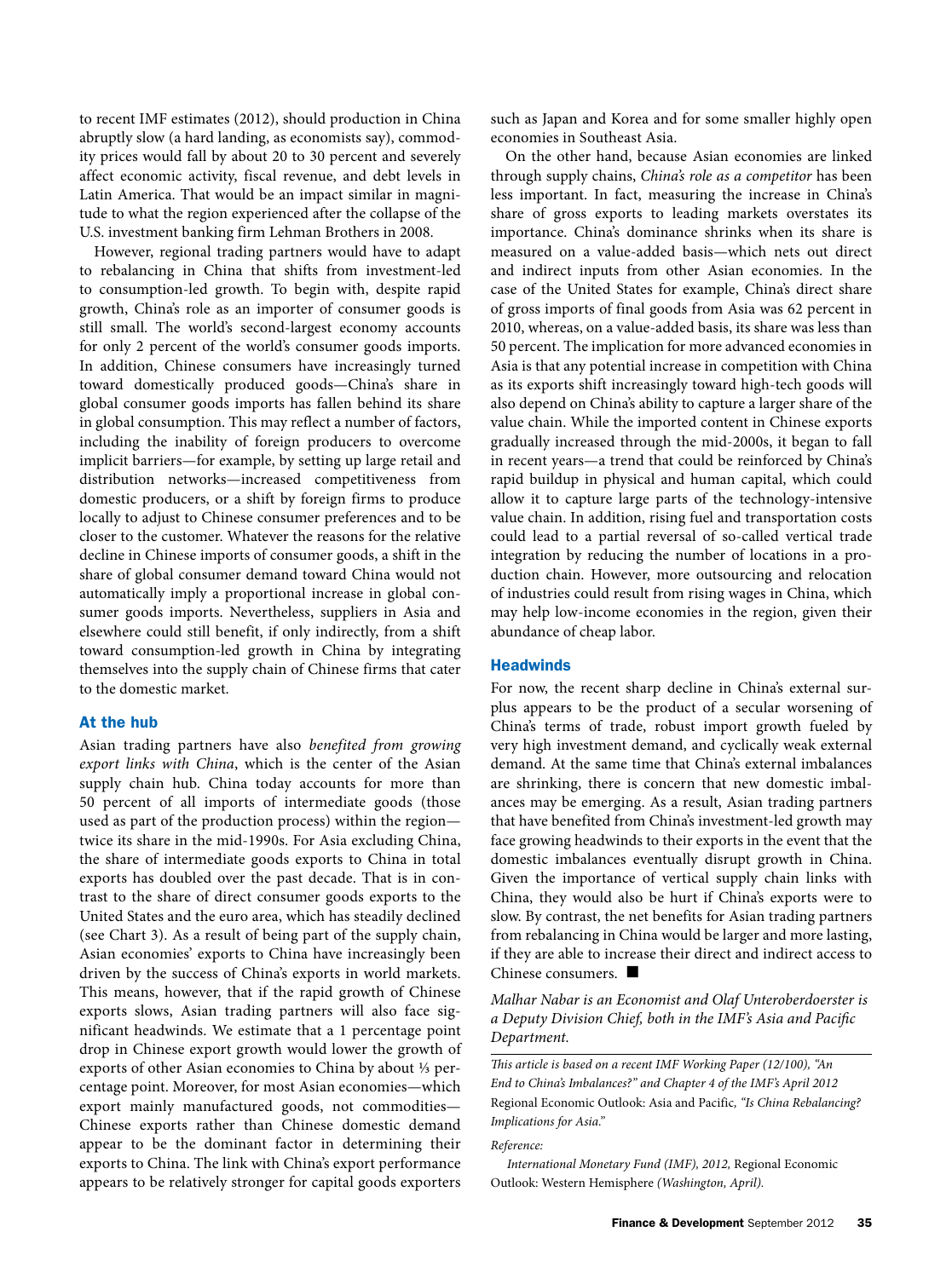to recent IMF estimates (2012), should production in China abruptly slow (a hard landing, as economists say), commodity prices would fall by about 20 to 30 percent and severely affect economic activity, fiscal revenue, and debt levels in Latin America. That would be an impact similar in magnitude to what the region experienced after the collapse of the U.S. investment banking firm Lehman Brothers in 2008.

However, regional trading partners would have to adapt to rebalancing in China that shifts from investment-led to consumption-led growth. To begin with, despite rapid growth, China's role as an importer of consumer goods is still small. The world's second-largest economy accounts for only 2 percent of the world's consumer goods imports. In addition, Chinese consumers have increasingly turned toward domestically produced goods—China's share in global consumer goods imports has fallen behind its share in global consumption. This may reflect a number of factors, including the inability of foreign producers to overcome implicit barriers—for example, by setting up large retail and distribution networks—increased competitiveness from domestic producers, or a shift by foreign firms to produce locally to adjust to Chinese consumer preferences and to be closer to the customer. Whatever the reasons for the relative decline in Chinese imports of consumer goods, a shift in the share of global consumer demand toward China would not automatically imply a proportional increase in global consumer goods imports. Nevertheless, suppliers in Asia and elsewhere could still benefit, if only indirectly, from a shift toward consumption-led growth in China by integrating themselves into the supply chain of Chinese firms that cater to the domestic market.

## At the hub

Asian trading partners have also *benefited from growing export links with China*, which is the center of the Asian supply chain hub. China today accounts for more than 50 percent of all imports of intermediate goods (those used as part of the production process) within the region—twice its share in the mid-1990s. For Asia excluding China, the share of intermediate goods exports to China in total exports has doubled over the past decade. That is in contrast to the share of direct consumer goods exports to the United States and the euro area, which has steadily declined (see Chart 3). As a result of being part of the supply chain, Asian economies' exports to China have increasingly been driven by the success of China's exports in world markets. This means, however, that if the rapid growth of Chinese exports slows, Asian trading partners will also face significant headwinds. We estimate that a 1 percentage point drop in Chinese export growth would lower the growth of exports of other Asian economies to China by about ⅓ percentage point. Moreover, for most Asian economies—which export mainly manufactured goods, not commodities—Chinese exports rather than Chinese domestic demand appear to be the dominant factor in determining their exports to China. The link with China's export performance appears to be relatively stronger for capital goods exporters such as Japan and Korea and for some smaller highly open economies in Southeast Asia.

On the other hand, because Asian economies are linked through supply chains, *China's role as a competitor* has been less important. In fact, measuring the increase in China's share of gross exports to leading markets overstates its importance. China's dominance shrinks when its share is measured on a value-added basis—which nets out direct and indirect inputs from other Asian economies. In the case of the United States for example, China's direct share of gross imports of final goods from Asia was 62 percent in 2010, whereas, on a value-added basis, its share was less than 50 percent. The implication for more advanced economies in Asia is that any potential increase in competition with China as its exports shift increasingly toward high-tech goods will also depend on China's ability to capture a larger share of the value chain. While the imported content in Chinese exports gradually increased through the mid-2000s, it began to fall in recent years—a trend that could be reinforced by China's rapid buildup in physical and human capital, which could allow it to capture large parts of the technology-intensive value chain. In addition, rising fuel and transportation costs could lead to a partial reversal of so-called vertical trade integration by reducing the number of locations in a production chain. However, more outsourcing and relocation of industries could result from rising wages in China, which may help low-income economies in the region, given their abundance of cheap labor.

## Headwinds

For now, the recent sharp decline in China's external surplus appears to be the product of a secular worsening of China's terms of trade, robust import growth fueled by very high investment demand, and cyclically weak external demand. At the same time that China's external imbalances are shrinking, there is concern that new domestic imbalances may be emerging. As a result, Asian trading partners that have benefited from China's investment-led growth may face growing headwinds to their exports in the event that the domestic imbalances eventually disrupt growth in China. Given the importance of vertical supply chain links with China, they would also be hurt if China's exports were to slow. By contrast, the net benefits for Asian trading partners from rebalancing in China would be larger and more lasting, if they are able to increase their direct and indirect access to Chinese consumers. ■

*Malhar Nabar is an Economist and Olaf Unteroberdoerster is a Deputy Division Chief, both in the IMF's Asia and Pacific Department.*

*This article is based on a recent IMF Working Paper (12/100), "An End to China's Imbalances?" and Chapter 4 of the IMF's April 2012* Regional Economic Outlook: Asia and Pacific*, "Is China Rebalancing? Implications for Asia."*

*Reference:*

*International Monetary Fund (IMF), 2012,* Regional Economic Outlook: Western Hemisphere *(Washington, April).*